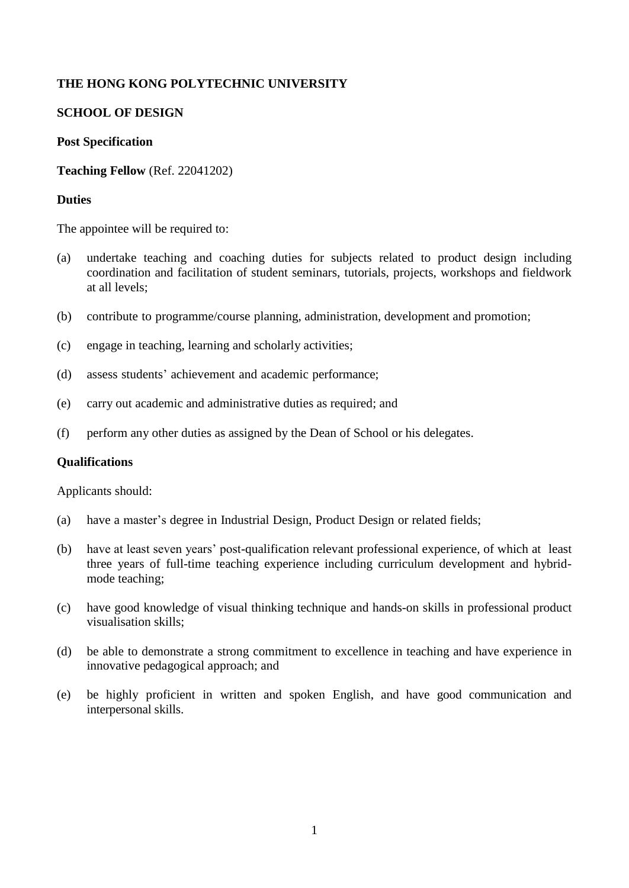**THE HONG KONG POLYTECHNIC UNIVERSITY**

**SCHOOL OF DESIGN**

**Post Specification**

**Teaching Fellow** (Ref. 22041202)

**Duties**

The appointee will be required to:

(a) undertake teaching and coaching duties for subjects related to product design including coordination and facilitation of student seminars, tutorials, projects, workshops and fieldwork at all levels;

(b) contribute to programme/course planning, administration, development and promotion;

(c) engage in teaching, learning and scholarly activities;

(d) assess students' achievement and academic performance;

(e) carry out academic and administrative duties as required; and

(f) perform any other duties as assigned by the Dean of School or his delegates.

**Qualifications**

Applicants should:

(a) have a master's degree in Industrial Design, Product Design or related fields;

(b) have at least seven years' post-qualification relevant professional experience, of which at least three years of full-time teaching experience including curriculum development and hybrid-mode teaching;

(c) have good knowledge of visual thinking technique and hands-on skills in professional product visualisation skills;

(d) be able to demonstrate a strong commitment to excellence in teaching and have experience in innovative pedagogical approach; and

(e) be highly proficient in written and spoken English, and have good communication and interpersonal skills.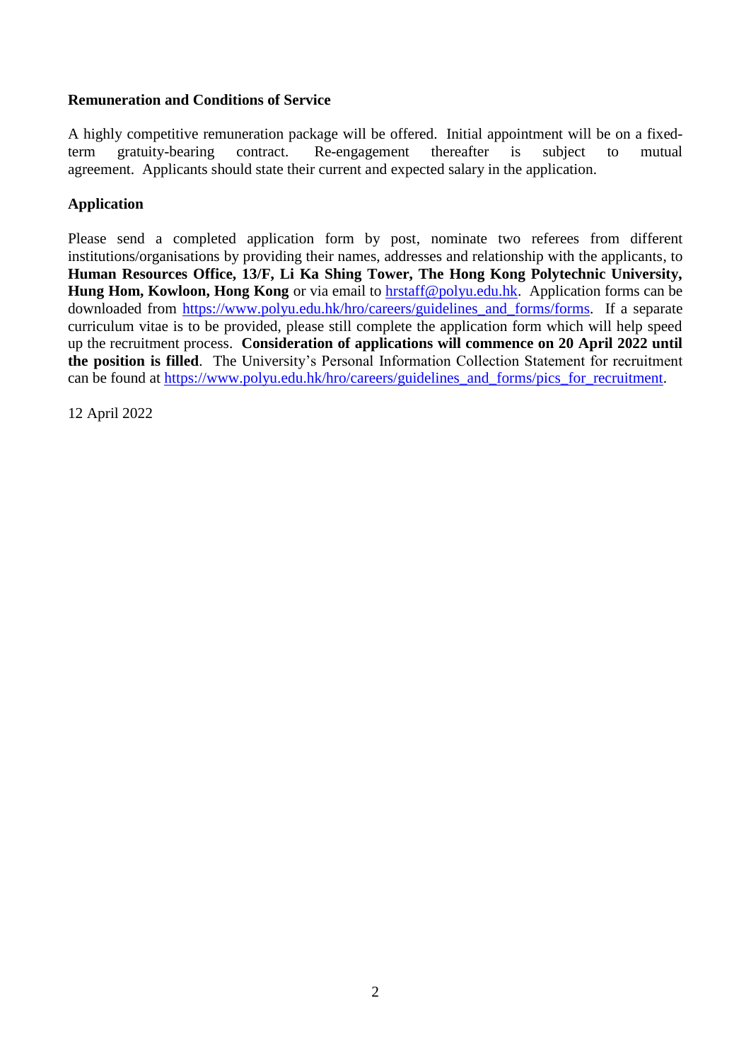**Remuneration and Conditions of Service**

A highly competitive remuneration package will be offered. Initial appointment will be on a fixed-term gratuity-bearing contract. Re-engagement thereafter is subject to mutual agreement. Applicants should state their current and expected salary in the application.

**Application**

Please send a completed application form by post, nominate two referees from different institutions/organisations by providing their names, addresses and relationship with the applicants, to **Human Resources Office, 13/F, Li Ka Shing Tower, The Hong Kong Polytechnic University, Hung Hom, Kowloon, Hong Kong** or via email to hrstaff@polyu.edu.hk. Application forms can be downloaded from https://www.polyu.edu.hk/hro/careers/guidelines_and_forms/forms. If a separate curriculum vitae is to be provided, please still complete the application form which will help speed up the recruitment process. **Consideration of applications will commence on 20 April 2022 until the position is filled**. The University's Personal Information Collection Statement for recruitment can be found at https://www.polyu.edu.hk/hro/careers/guidelines_and_forms/pics_for_recruitment.

12 April 2022